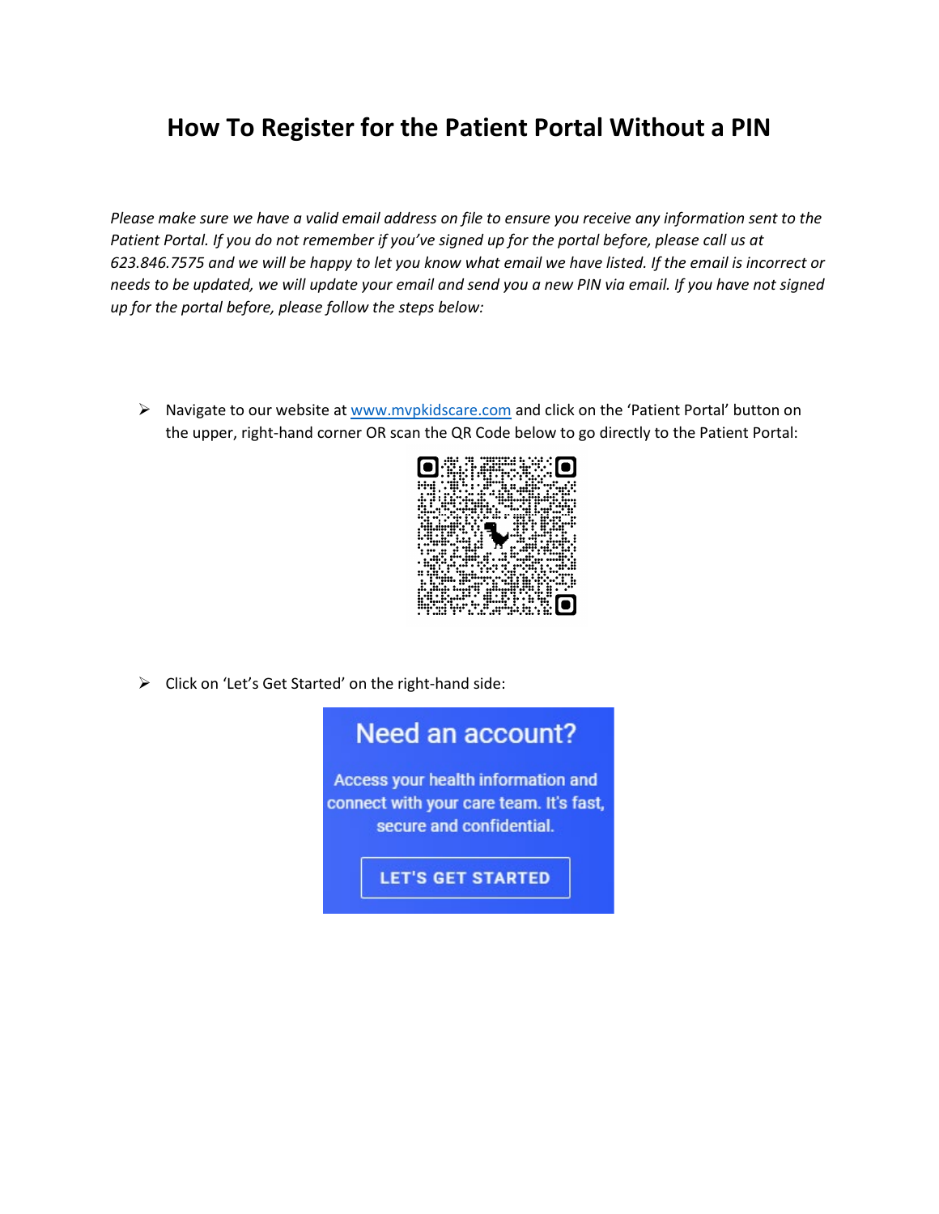# How To Register for the Patient Portal Without a PIN

*Please make sure we have a valid email address on file to ensure you receive any information sent to the Patient Portal. If you do not remember if you've signed up for the portal before, please call us at 623.846.7575 and we will be happy to let you know what email we have listed. If the email is incorrect or needs to be updated, we will update your email and send you a new PIN via email. If you have not signed up for the portal before, please follow the steps below:*

- Navigate to our website at www.mvpkidscare.com and click on the 'Patient Portal' button on the upper, right-hand corner OR scan the QR Code below to go directly to the Patient Portal:

- Click on 'Let's Get Started' on the right-hand side:

Need an account?

Access your health information and connect with your care team. It's fast, secure and confidential.

LET'S GET STARTED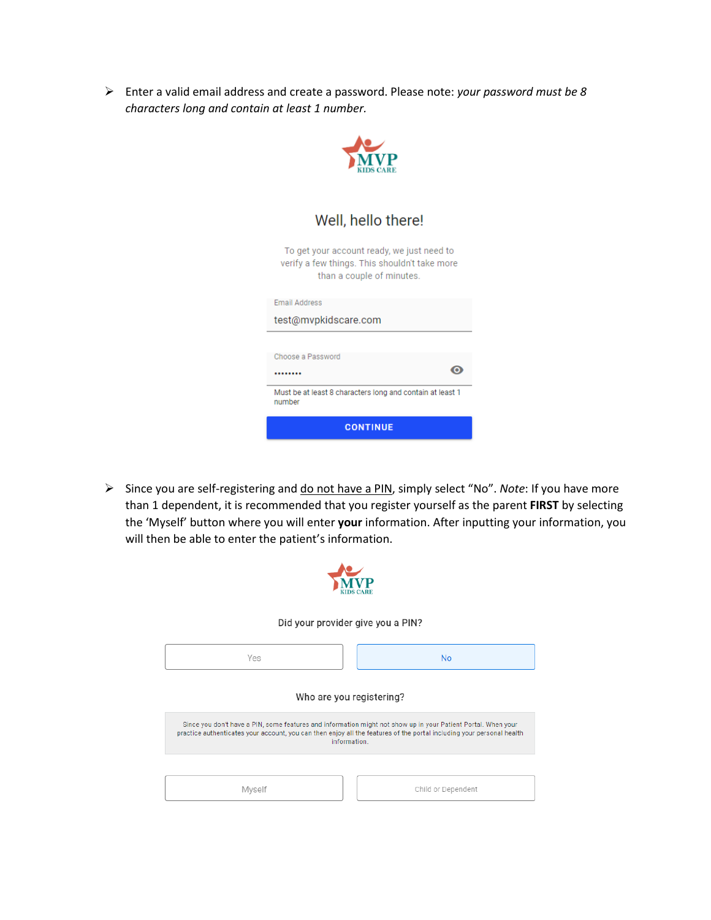- Enter a valid email address and create a password. Please note: *your password must be 8 characters long and contain at least 1 number.*

MVP KIDS CARE

Well, hello there!

To get your account ready, we just need to verify a few things. This shouldn't take more than a couple of minutes.

Email Address
test@mvpkidscare.com

Choose a Password
••••••••

Must be at least 8 characters long and contain at least 1 number

CONTINUE

- Since you are self-registering and <u>do not have a PIN</u>, simply select "No". *Note*: If you have more than 1 dependent, it is recommended that you register yourself as the parent **FIRST** by selecting the 'Myself' button where you will enter **your** information. After inputting your information, you will then be able to enter the patient's information.

MVP KIDS CARE

Did your provider give you a PIN?

Yes | No

Who are you registering?

Since you don't have a PIN, some features and information might not show up in your Patient Portal. When your practice authenticates your account, you can then enjoy all the features of the portal including your personal health information.

Myself | Child or Dependent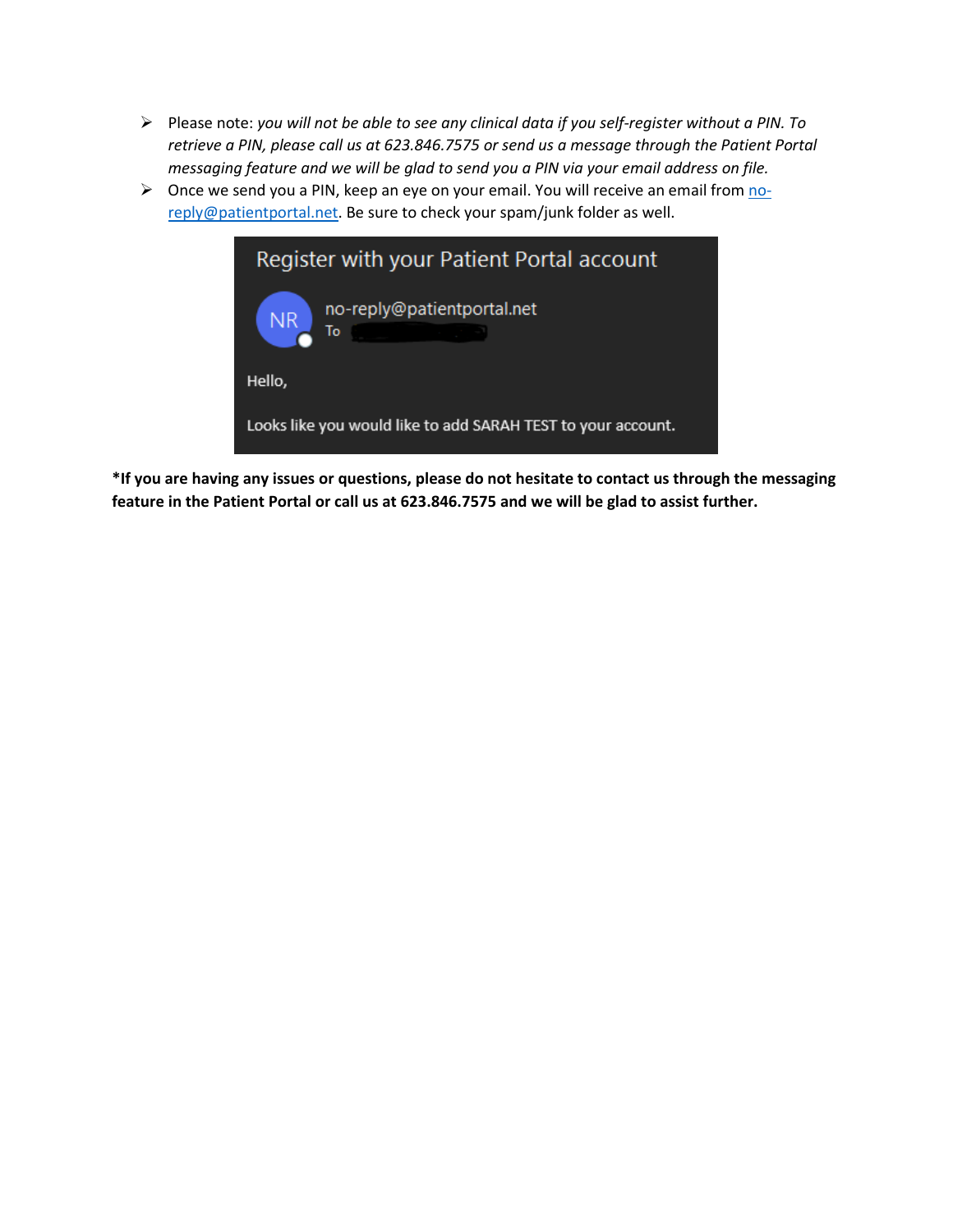- Please note: *you will not be able to see any clinical data if you self-register without a PIN. To retrieve a PIN, please call us at 623.846.7575 or send us a message through the Patient Portal messaging feature and we will be glad to send you a PIN via your email address on file.*
- Once we send you a PIN, keep an eye on your email. You will receive an email from no-reply@patientportal.net. Be sure to check your spam/junk folder as well.

Register with your Patient Portal account

NR no-reply@patientportal.net

To

Hello,

Looks like you would like to add SARAH TEST to your account.

**\*If you are having any issues or questions, please do not hesitate to contact us through the messaging feature in the Patient Portal or call us at 623.846.7575 and we will be glad to assist further.**